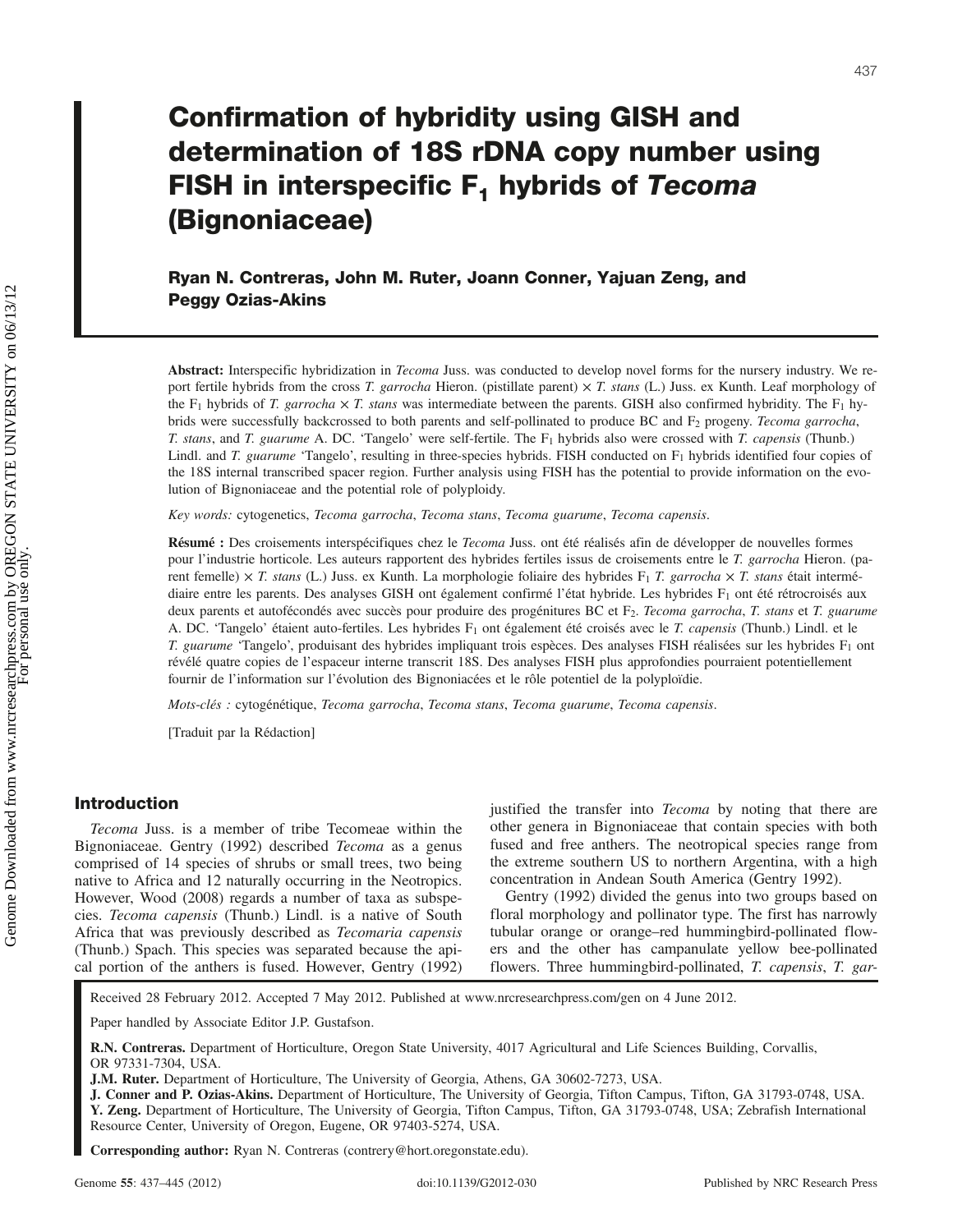# Confirmation of hybridity using GISH and determination of 18S rDNA copy number using FISH in interspecific $F_1$ hybrids of *Tecoma* (Bignoniaceae)

**Ryan N. Contreras, John M. Ruter, Joann Conner, Yajuan Zeng, and Peggy Ozias-Akins**

**Abstract:** Interspecific hybridization in *Tecoma* Juss. was conducted to develop novel forms for the nursery industry. We report fertile hybrids from the cross *T. garrocha* Hieron. (pistillate parent) × *T. stans* (L.) Juss. ex Kunth. Leaf morphology of the $F_1$ hybrids of *T. garrocha* × *T. stans* was intermediate between the parents. GISH also confirmed hybridity. The $F_1$ hybrids were successfully backcrossed to both parents and self-pollinated to produce BC and $F_2$ progeny. *Tecoma garrocha*, *T. stans*, and *T. guarume* A. DC. 'Tangelo' were self-fertile. The $F_1$ hybrids also were crossed with *T. capensis* (Thunb.) Lindl. and *T. guarume* 'Tangelo', resulting in three-species hybrids. FISH conducted on $F_1$ hybrids identified four copies of the 18S internal transcribed spacer region. Further analysis using FISH has the potential to provide information on the evolution of Bignoniaceae and the potential role of polyploidy.

*Key words:* cytogenetics, *Tecoma garrocha*, *Tecoma stans*, *Tecoma guarume*, *Tecoma capensis*.

**Résumé :** Des croisements interspécifiques chez le *Tecoma* Juss. ont été réalisés afin de développer de nouvelles formes pour l'industrie horticole. Les auteurs rapportent des hybrides fertiles issus de croisements entre le *T. garrocha* Hieron. (parent femelle) × *T. stans* (L.) Juss. ex Kunth. La morphologie foliaire des hybrides $F_1$ *T. garrocha* × *T. stans* était intermédiaire entre les parents. Des analyses GISH ont également confirmé l'état hybride. Les hybrides $F_1$ ont été rétrocroisés aux deux parents et autofécondés avec succès pour produire des progénitures BC et $F_2$. *Tecoma garrocha*, *T. stans* et *T. guarume* A. DC. 'Tangelo' étaient auto-fertiles. Les hybrides $F_1$ ont également été croisés avec le *T. capensis* (Thunb.) Lindl. et le *T. guarume* 'Tangelo', produisant des hybrides impliquant trois espèces. Des analyses FISH réalisées sur les hybrides $F_1$ ont révélé quatre copies de l'espaceur interne transcrit 18S. Des analyses FISH plus approfondies pourraient potentiellement fournir de l'information sur l'évolution des Bignoniacées et le rôle potentiel de la polyploïdie.

*Mots-clés :* cytogénétique, *Tecoma garrocha*, *Tecoma stans*, *Tecoma guarume*, *Tecoma capensis*.

[Traduit par la Rédaction]

## Introduction

*Tecoma* Juss. is a member of tribe Tecomeae within the Bignoniaceae. Gentry (1992) described *Tecoma* as a genus comprised of 14 species of shrubs or small trees, two being native to Africa and 12 naturally occurring in the Neotropics. However, Wood (2008) regards a number of taxa as subspecies. *Tecoma capensis* (Thunb.) Lindl. is a native of South Africa that was previously described as *Tecomaria capensis* (Thunb.) Spach. This species was separated because the apical portion of the anthers is fused. However, Gentry (1992) justified the transfer into *Tecoma* by noting that there are other genera in Bignoniaceae that contain species with both fused and free anthers. The neotropical species range from the extreme southern US to northern Argentina, with a high concentration in Andean South America (Gentry 1992).

Gentry (1992) divided the genus into two groups based on floral morphology and pollinator type. The first has narrowly tubular orange or orange–red hummingbird-pollinated flowers and the other has campanulate yellow bee-pollinated flowers. Three hummingbird-pollinated, *T. capensis*, *T. gar-*

Received 28 February 2012. Accepted 7 May 2012. Published at www.nrcresearchpress.com/gen on 4 June 2012.

Paper handled by Associate Editor J.P. Gustafson.

**R.N. Contreras.** Department of Horticulture, Oregon State University, 4017 Agricultural and Life Sciences Building, Corvallis, OR 97331-7304, USA.

**J.M. Ruter.** Department of Horticulture, The University of Georgia, Athens, GA 30602-7273, USA.

**J. Conner and P. Ozias-Akins.** Department of Horticulture, The University of Georgia, Tifton Campus, Tifton, GA 31793-0748, USA.

**Y. Zeng.** Department of Horticulture, The University of Georgia, Tifton Campus, Tifton, GA 31793-0748, USA; Zebrafish International Resource Center, University of Oregon, Eugene, OR 97403-5274, USA.

**Corresponding author:** Ryan N. Contreras (contrery@hort.oregonstate.edu).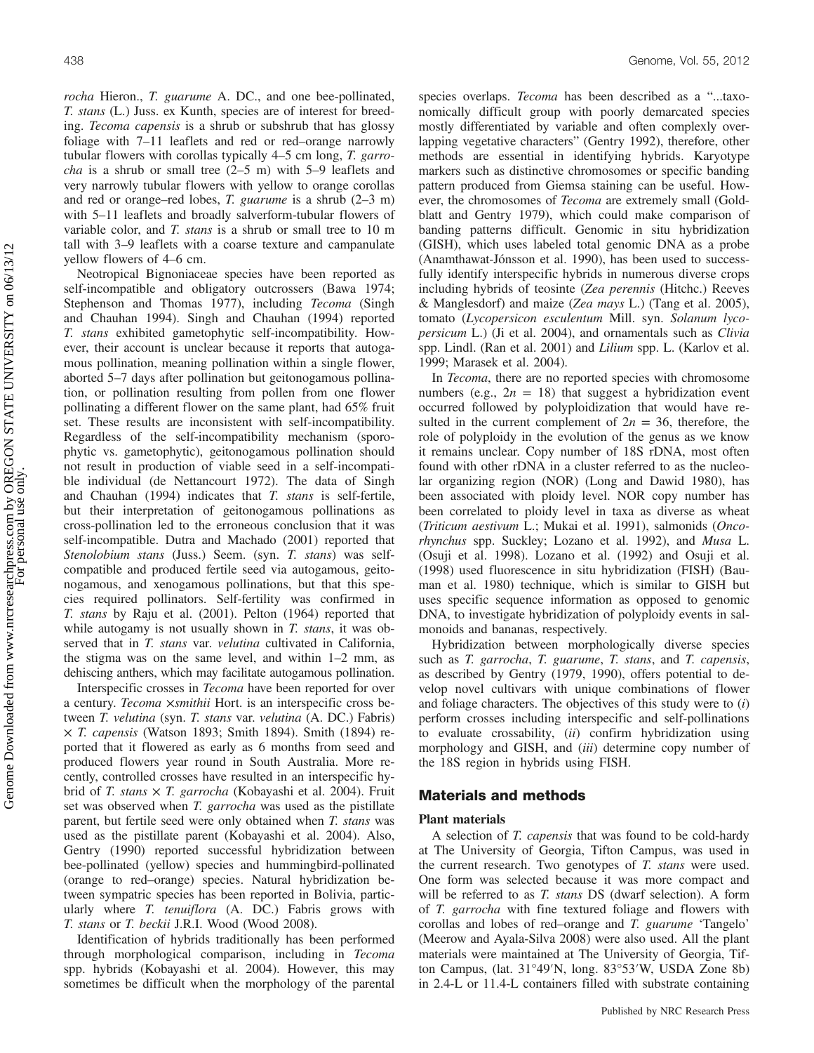*rocha* Hieron., *T. guarume* A. DC., and one bee-pollinated, *T. stans* (L.) Juss. ex Kunth, species are of interest for breeding. *Tecoma capensis* is a shrub or subshrub that has glossy foliage with 7–11 leaflets and red or red–orange narrowly tubular flowers with corollas typically 4–5 cm long, *T. garrocha* is a shrub or small tree (2–5 m) with 5–9 leaflets and very narrowly tubular flowers with yellow to orange corollas and red or orange–red lobes, *T. guarume* is a shrub (2–3 m) with 5–11 leaflets and broadly salverform-tubular flowers of variable color, and *T. stans* is a shrub or small tree to 10 m tall with 3–9 leaflets with a coarse texture and campanulate yellow flowers of 4–6 cm.

Neotropical Bignoniaceae species have been reported as self-incompatible and obligatory outcrossers (Bawa 1974; Stephenson and Thomas 1977), including *Tecoma* (Singh and Chauhan 1994). Singh and Chauhan (1994) reported *T. stans* exhibited gametophytic self-incompatibility. However, their account is unclear because it reports that autogamous pollination, meaning pollination within a single flower, aborted 5–7 days after pollination but geitonogamous pollination, or pollination resulting from pollen from one flower pollinating a different flower on the same plant, had 65% fruit set. These results are inconsistent with self-incompatibility. Regardless of the self-incompatibility mechanism (sporophytic vs. gametophytic), geitonogamous pollination should not result in production of viable seed in a self-incompatible individual (de Nettancourt 1972). The data of Singh and Chauhan (1994) indicates that *T. stans* is self-fertile, but their interpretation of geitonogamous pollinations as cross-pollination led to the erroneous conclusion that it was self-incompatible. Dutra and Machado (2001) reported that *Stenolobium stans* (Juss.) Seem. (syn. *T. stans*) was self-compatible and produced fertile seed via autogamous, geitonogamous, and xenogamous pollinations, but that this species required pollinators. Self-fertility was confirmed in *T. stans* by Raju et al. (2001). Pelton (1964) reported that while autogamy is not usually shown in *T. stans*, it was observed that in *T. stans* var. *velutina* cultivated in California, the stigma was on the same level, and within 1–2 mm, as dehiscing anthers, which may facilitate autogamous pollination.

Interspecific crosses in *Tecoma* have been reported for over a century. *Tecoma* ×*smithii* Hort. is an interspecific cross between *T. velutina* (syn. *T. stans* var. *velutina* (A. DC.) Fabris) × *T. capensis* (Watson 1893; Smith 1894). Smith (1894) reported that it flowered as early as 6 months from seed and produced flowers year round in South Australia. More recently, controlled crosses have resulted in an interspecific hybrid of *T. stans* × *T. garrocha* (Kobayashi et al. 2004). Fruit set was observed when *T. garrocha* was used as the pistillate parent, but fertile seed were only obtained when *T. stans* was used as the pistillate parent (Kobayashi et al. 2004). Also, Gentry (1990) reported successful hybridization between bee-pollinated (yellow) species and hummingbird-pollinated (orange to red–orange) species. Natural hybridization between sympatric species has been reported in Bolivia, particularly where *T. tenuiflora* (A. DC.) Fabris grows with *T. stans* or *T. beckii* J.R.I. Wood (Wood 2008).

Identification of hybrids traditionally has been performed through morphological comparison, including in *Tecoma* spp. hybrids (Kobayashi et al. 2004). However, this may sometimes be difficult when the morphology of the parental species overlaps. *Tecoma* has been described as a "...taxonomically difficult group with poorly demarcated species mostly differentiated by variable and often complexly overlapping vegetative characters" (Gentry 1992), therefore, other methods are essential in identifying hybrids. Karyotype markers such as distinctive chromosomes or specific banding pattern produced from Giemsa staining can be useful. However, the chromosomes of *Tecoma* are extremely small (Goldblatt and Gentry 1979), which could make comparison of banding patterns difficult. Genomic in situ hybridization (GISH), which uses labeled total genomic DNA as a probe (Anamthawat-Jónsson et al. 1990), has been used to successfully identify interspecific hybrids in numerous diverse crops including hybrids of teosinte (*Zea perennis* (Hitchc.) Reeves & Manglesdorf) and maize (*Zea mays* L.) (Tang et al. 2005), tomato (*Lycopersicon esculentum* Mill. syn. *Solanum lycopersicum* L.) (Ji et al. 2004), and ornamentals such as *Clivia* spp. Lindl. (Ran et al. 2001) and *Lilium* spp. L. (Karlov et al. 1999; Marasek et al. 2004).

In *Tecoma*, there are no reported species with chromosome numbers (e.g., $2n = 18$) that suggest a hybridization event occurred followed by polyploidization that would have resulted in the current complement of $2n = 36$, therefore, the role of polyploidy in the evolution of the genus as we know it remains unclear. Copy number of 18S rDNA, most often found with other rDNA in a cluster referred to as the nucleolar organizing region (NOR) (Long and Dawid 1980), has been associated with ploidy level. NOR copy number has been correlated to ploidy level in taxa as diverse as wheat (*Triticum aestivum* L.; Mukai et al. 1991), salmonids (*Oncorhynchus* spp. Suckley; Lozano et al. 1992), and *Musa* L. (Osuji et al. 1998). Lozano et al. (1992) and Osuji et al. (1998) used fluorescence in situ hybridization (FISH) (Bauman et al. 1980) technique, which is similar to GISH but uses specific sequence information as opposed to genomic DNA, to investigate hybridization of polyploidy events in salmonoids and bananas, respectively.

Hybridization between morphologically diverse species such as *T. garrocha*, *T. guarume*, *T. stans*, and *T. capensis*, as described by Gentry (1979, 1990), offers potential to develop novel cultivars with unique combinations of flower and foliage characters. The objectives of this study were to (*i*) perform crosses including interspecific and self-pollinations to evaluate crossability, (*ii*) confirm hybridization using morphology and GISH, and (*iii*) determine copy number of the 18S region in hybrids using FISH.

## Materials and methods

### Plant materials

A selection of *T. capensis* that was found to be cold-hardy at The University of Georgia, Tifton Campus, was used in the current research. Two genotypes of *T. stans* were used. One form was selected because it was more compact and will be referred to as *T. stans* DS (dwarf selection). A form of *T. garrocha* with fine textured foliage and flowers with corollas and lobes of red–orange and *T. guarume* 'Tangelo' (Meerow and Ayala-Silva 2008) were also used. All the plant materials were maintained at The University of Georgia, Tifton Campus, (lat. 31°49′N, long. 83°53′W, USDA Zone 8b) in 2.4-L or 11.4-L containers filled with substrate containing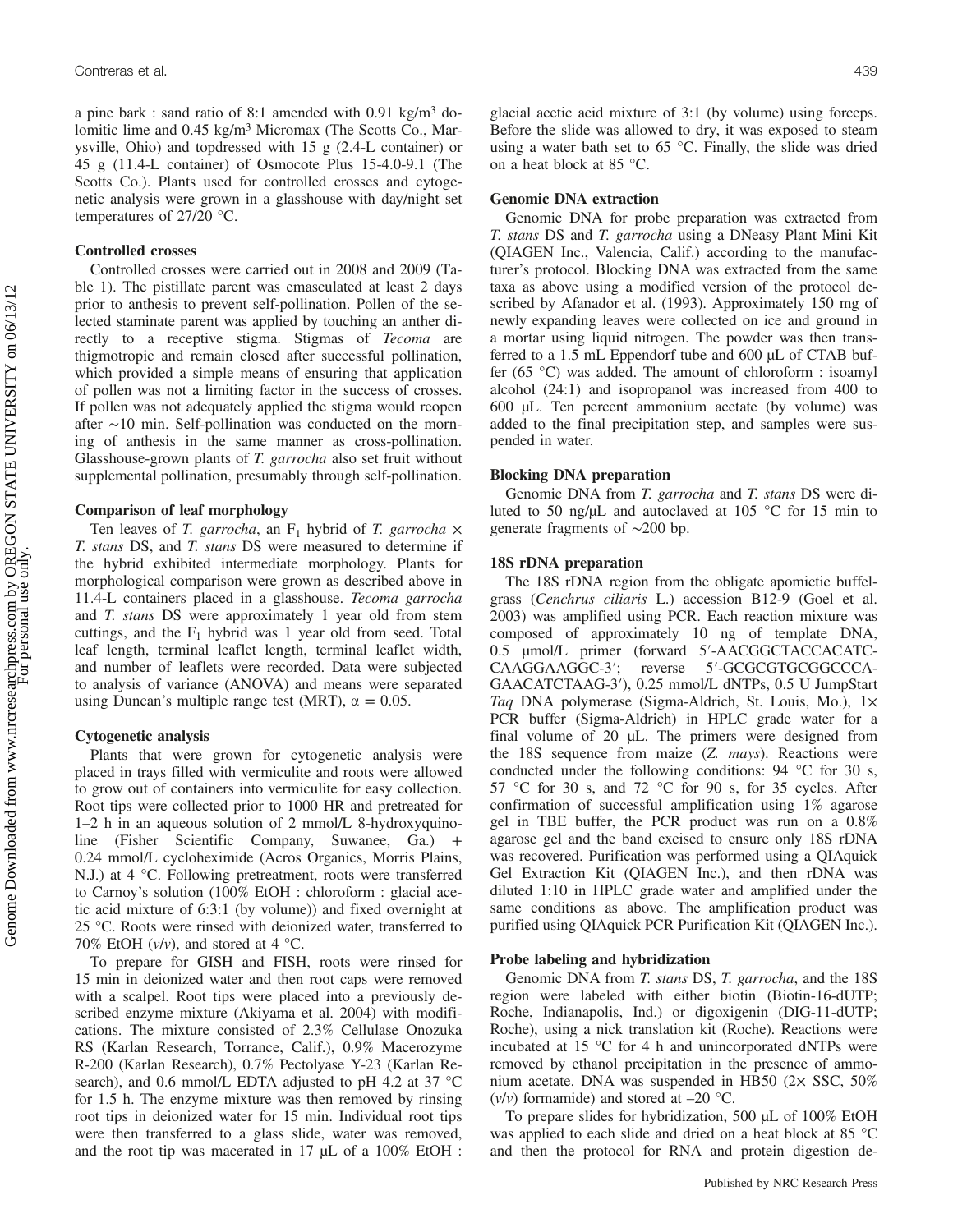a pine bark : sand ratio of 8:1 amended with 0.91 kg/m$^3$ dolomitic lime and 0.45 kg/m$^3$ Micromax (The Scotts Co., Marysville, Ohio) and topdressed with 15 g (2.4-L container) or 45 g (11.4-L container) of Osmocote Plus 15-4.0-9.1 (The Scotts Co.). Plants used for controlled crosses and cytogenetic analysis were grown in a glasshouse with day/night set temperatures of 27/20 °C.

### Controlled crosses

Controlled crosses were carried out in 2008 and 2009 (Table 1). The pistillate parent was emasculated at least 2 days prior to anthesis to prevent self-pollination. Pollen of the selected staminate parent was applied by touching an anther directly to a receptive stigma. Stigmas of *Tecoma* are thigmotropic and remain closed after successful pollination, which provided a simple means of ensuring that application of pollen was not a limiting factor in the success of crosses. If pollen was not adequately applied the stigma would reopen after ~10 min. Self-pollination was conducted on the morning of anthesis in the same manner as cross-pollination. Glasshouse-grown plants of *T. garrocha* also set fruit without supplemental pollination, presumably through self-pollination.

### Comparison of leaf morphology

Ten leaves of *T. garrocha*, an $F_1$ hybrid of *T. garrocha* × *T. stans* DS, and *T. stans* DS were measured to determine if the hybrid exhibited intermediate morphology. Plants for morphological comparison were grown as described above in 11.4-L containers placed in a glasshouse. *Tecoma garrocha* and *T. stans* DS were approximately 1 year old from stem cuttings, and the $F_1$ hybrid was 1 year old from seed. Total leaf length, terminal leaflet length, terminal leaflet width, and number of leaflets were recorded. Data were subjected to analysis of variance (ANOVA) and means were separated using Duncan's multiple range test (MRT), $\alpha = 0.05$.

### Cytogenetic analysis

Plants that were grown for cytogenetic analysis were placed in trays filled with vermiculite and roots were allowed to grow out of containers into vermiculite for easy collection. Root tips were collected prior to 1000 HR and pretreated for 1–2 h in an aqueous solution of 2 mmol/L 8-hydroxyquinoline (Fisher Scientific Company, Suwanee, Ga.) + 0.24 mmol/L cycloheximide (Acros Organics, Morris Plains, N.J.) at 4 °C. Following pretreatment, roots were transferred to Carnoy's solution (100% EtOH : chloroform : glacial acetic acid mixture of 6:3:1 (by volume)) and fixed overnight at 25 °C. Roots were rinsed with deionized water, transferred to 70% EtOH (*v*/*v*), and stored at 4 °C.

To prepare for GISH and FISH, roots were rinsed for 15 min in deionized water and then root caps were removed with a scalpel. Root tips were placed into a previously described enzyme mixture (Akiyama et al. 2004) with modifications. The mixture consisted of 2.3% Cellulase Onozuka RS (Karlan Research, Torrance, Calif.), 0.9% Macerozyme R-200 (Karlan Research), 0.7% Pectolyase Y-23 (Karlan Research), and 0.6 mmol/L EDTA adjusted to pH 4.2 at 37 °C for 1.5 h. The enzyme mixture was then removed by rinsing root tips in deionized water for 15 min. Individual root tips were then transferred to a glass slide, water was removed, and the root tip was macerated in 17 µL of a 100% EtOH : glacial acetic acid mixture of 3:1 (by volume) using forceps. Before the slide was allowed to dry, it was exposed to steam using a water bath set to 65 °C. Finally, the slide was dried on a heat block at 85 °C.

### Genomic DNA extraction

Genomic DNA for probe preparation was extracted from *T. stans* DS and *T. garrocha* using a DNeasy Plant Mini Kit (QIAGEN Inc., Valencia, Calif.) according to the manufacturer's protocol. Blocking DNA was extracted from the same taxa as above using a modified version of the protocol described by Afanador et al. (1993). Approximately 150 mg of newly expanding leaves were collected on ice and ground in a mortar using liquid nitrogen. The powder was then transferred to a 1.5 mL Eppendorf tube and 600 µL of CTAB buffer (65 °C) was added. The amount of chloroform : isoamyl alcohol (24:1) and isopropanol was increased from 400 to 600 µL. Ten percent ammonium acetate (by volume) was added to the final precipitation step, and samples were suspended in water.

### Blocking DNA preparation

Genomic DNA from *T. garrocha* and *T. stans* DS were diluted to 50 ng/µL and autoclaved at 105 °C for 15 min to generate fragments of ~200 bp.

### 18S rDNA preparation

The 18S rDNA region from the obligate apomictic buffelgrass (*Cenchrus ciliaris* L.) accession B12-9 (Goel et al. 2003) was amplified using PCR. Each reaction mixture was composed of approximately 10 ng of template DNA, 0.5 µmol/L primer (forward 5′-AACGGCTACCACATCCAAGGAAGGC-3′; reverse 5′-GCGCGTGCGGCCCAGAACATCTAAG-3′), 0.25 mmol/L dNTPs, 0.5 U JumpStart *Taq* DNA polymerase (Sigma-Aldrich, St. Louis, Mo.), 1× PCR buffer (Sigma-Aldrich) in HPLC grade water for a final volume of 20 µL. The primers were designed from the 18S sequence from maize (*Z. mays*). Reactions were conducted under the following conditions: 94 °C for 30 s, 57 °C for 30 s, and 72 °C for 90 s, for 35 cycles. After confirmation of successful amplification using 1% agarose gel in TBE buffer, the PCR product was run on a 0.8% agarose gel and the band excised to ensure only 18S rDNA was recovered. Purification was performed using a QIAquick Gel Extraction Kit (QIAGEN Inc.), and then rDNA was diluted 1:10 in HPLC grade water and amplified under the same conditions as above. The amplification product was purified using QIAquick PCR Purification Kit (QIAGEN Inc.).

### Probe labeling and hybridization

Genomic DNA from *T. stans* DS, *T. garrocha*, and the 18S region were labeled with either biotin (Biotin-16-dUTP; Roche, Indianapolis, Ind.) or digoxigenin (DIG-11-dUTP; Roche), using a nick translation kit (Roche). Reactions were incubated at 15 °C for 4 h and unincorporated dNTPs were removed by ethanol precipitation in the presence of ammonium acetate. DNA was suspended in HB50 (2× SSC, 50% (*v*/*v*) formamide) and stored at –20 °C.

To prepare slides for hybridization, 500 µL of 100% EtOH was applied to each slide and dried on a heat block at 85 °C and then the protocol for RNA and protein digestion de-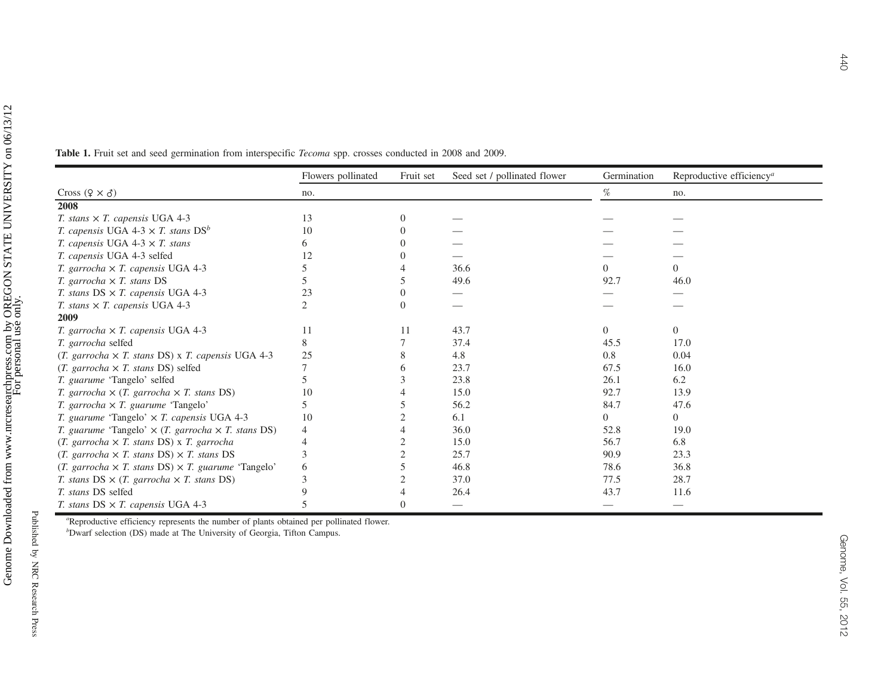**Table 1.** Fruit set and seed germination from interspecific *Tecoma* spp. crosses conducted in 2008 and 2009.

| Cross (♀ × ♂) | Flowers pollinated | Fruit set | Seed set / pollinated flower | Germination | Reproductive efficiency[a] |
|---|---|---|---|---|---|
| | no. | | | % | no. |
| **2008** | | | | | |
| *T. stans* × *T. capensis* UGA 4-3 | 13 | 0 | — | — | — |
| *T. capensis* UGA 4-3 × *T. stans* DS[b] | 10 | 0 | — | — | — |
| *T. capensis* UGA 4-3 × *T. stans* | 6 | 0 | — | — | — |
| *T. capensis* UGA 4-3 selfed | 12 | 0 | — | — | — |
| *T. garrocha* × *T. capensis* UGA 4-3 | 5 | 4 | 36.6 | 0 | 0 |
| *T. garrocha* × *T. stans* DS | 5 | 5 | 49.6 | 92.7 | 46.0 |
| *T. stans* DS × *T. capensis* UGA 4-3 | 23 | 0 | — | — | — |
| *T. stans* × *T. capensis* UGA 4-3 | 2 | 0 | — | — | — |
| **2009** | | | | | |
| *T. garrocha* × *T. capensis* UGA 4-3 | 11 | 11 | 43.7 | 0 | 0 |
| *T. garrocha* selfed | 8 | 7 | 37.4 | 45.5 | 17.0 |
| (*T. garrocha* × *T. stans* DS) x *T. capensis* UGA 4-3 | 25 | 8 | 4.8 | 0.8 | 0.04 |
| (*T. garrocha* × *T. stans* DS) selfed | 7 | 6 | 23.7 | 67.5 | 16.0 |
| *T. guarume* 'Tangelo' selfed | 5 | 3 | 23.8 | 26.1 | 6.2 |
| *T. garrocha* × (*T. garrocha* × *T. stans* DS) | 10 | 4 | 15.0 | 92.7 | 13.9 |
| *T. garrocha* × *T. guarume* 'Tangelo' | 5 | 5 | 56.2 | 84.7 | 47.6 |
| *T. guarume* 'Tangelo' × *T. capensis* UGA 4-3 | 10 | 2 | 6.1 | 0 | 0 |
| *T. guarume* 'Tangelo' × (*T. garrocha* × *T. stans* DS) | 4 | 4 | 36.0 | 52.8 | 19.0 |
| (*T. garrocha* × *T. stans* DS) x *T. garrocha* | 4 | 2 | 15.0 | 56.7 | 6.8 |
| (*T. garrocha* × *T. stans* DS) × *T. stans* DS | 3 | 2 | 25.7 | 90.9 | 23.3 |
| (*T. garrocha* × *T. stans* DS) × *T. guarume* 'Tangelo' | 6 | 5 | 46.8 | 78.6 | 36.8 |
| *T. stans* DS × (*T. garrocha* × *T. stans* DS) | 3 | 2 | 37.0 | 77.5 | 28.7 |
| *T. stans* DS selfed | 9 | 4 | 26.4 | 43.7 | 11.6 |
| *T. stans* DS × *T. capensis* UGA 4-3 | 5 | 0 | — | — | — |

[a]Reproductive efficiency represents the number of plants obtained per pollinated flower.
[b]Dwarf selection (DS) made at The University of Georgia, Tifton Campus.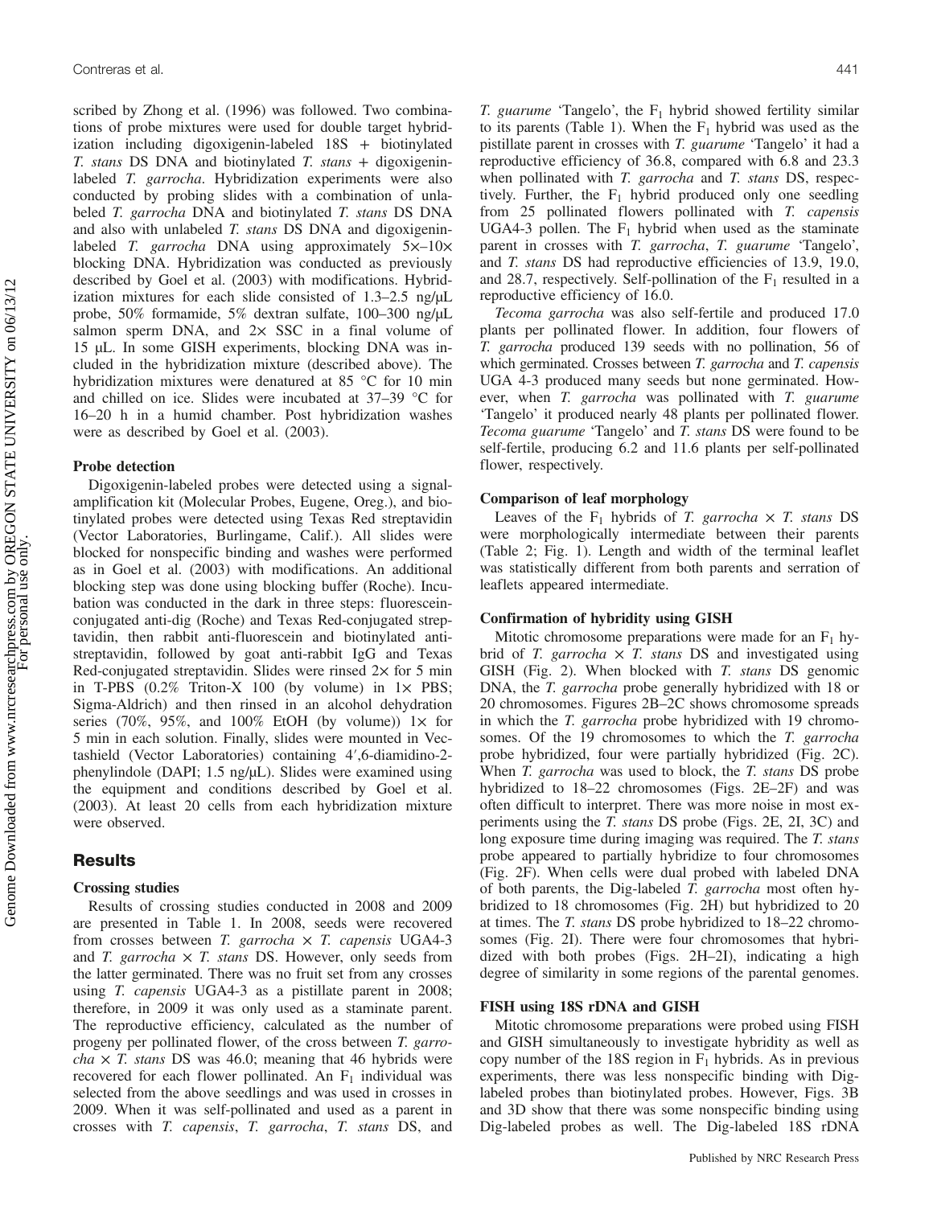scribed by Zhong et al. (1996) was followed. Two combinations of probe mixtures were used for double target hybridization including digoxigenin-labeled 18S + biotinylated *T. stans* DS DNA and biotinylated *T. stans* + digoxigenin-labeled *T. garrocha*. Hybridization experiments were also conducted by probing slides with a combination of unlabeled *T. garrocha* DNA and biotinylated *T. stans* DS DNA and also with unlabeled *T. stans* DS DNA and digoxigenin-labeled *T. garrocha* DNA using approximately 5×–10× blocking DNA. Hybridization was conducted as previously described by Goel et al. (2003) with modifications. Hybridization mixtures for each slide consisted of 1.3–2.5 ng/μL probe, 50% formamide, 5% dextran sulfate, 100–300 ng/μL salmon sperm DNA, and 2× SSC in a final volume of 15 μL. In some GISH experiments, blocking DNA was included in the hybridization mixture (described above). The hybridization mixtures were denatured at 85 °C for 10 min and chilled on ice. Slides were incubated at 37–39 °C for 16–20 h in a humid chamber. Post hybridization washes were as described by Goel et al. (2003).

### Probe detection

Digoxigenin-labeled probes were detected using a signal-amplification kit (Molecular Probes, Eugene, Oreg.), and biotinylated probes were detected using Texas Red streptavidin (Vector Laboratories, Burlingame, Calif.). All slides were blocked for nonspecific binding and washes were performed as in Goel et al. (2003) with modifications. An additional blocking step was done using blocking buffer (Roche). Incubation was conducted in the dark in three steps: fluorescein-conjugated anti-dig (Roche) and Texas Red-conjugated streptavidin, then rabbit anti-fluorescein and biotinylated anti-streptavidin, followed by goat anti-rabbit IgG and Texas Red-conjugated streptavidin. Slides were rinsed 2× for 5 min in T-PBS (0.2% Triton-X 100 (by volume) in 1× PBS; Sigma-Aldrich) and then rinsed in an alcohol dehydration series (70%, 95%, and 100% EtOH (by volume)) 1× for 5 min in each solution. Finally, slides were mounted in Vectashield (Vector Laboratories) containing 4′,6-diamidino-2-phenylindole (DAPI; 1.5 ng/μL). Slides were examined using the equipment and conditions described by Goel et al. (2003). At least 20 cells from each hybridization mixture were observed.

## Results

### Crossing studies

Results of crossing studies conducted in 2008 and 2009 are presented in Table 1. In 2008, seeds were recovered from crosses between *T. garrocha* × *T. capensis* UGA4-3 and *T. garrocha* × *T. stans* DS. However, only seeds from the latter germinated. There was no fruit set from any crosses using *T. capensis* UGA4-3 as a pistillate parent in 2008; therefore, in 2009 it was only used as a staminate parent. The reproductive efficiency, calculated as the number of progeny per pollinated flower, of the cross between *T. garrocha* × *T. stans* DS was 46.0; meaning that 46 hybrids were recovered for each flower pollinated. An $F_1$ individual was selected from the above seedlings and was used in crosses in 2009. When it was self-pollinated and used as a parent in crosses with *T. capensis*, *T. garrocha*, *T. stans* DS, and *T. guarume* 'Tangelo', the $F_1$ hybrid showed fertility similar to its parents (Table 1). When the $F_1$ hybrid was used as the pistillate parent in crosses with *T. guarume* 'Tangelo' it had a reproductive efficiency of 36.8, compared with 6.8 and 23.3 when pollinated with *T. garrocha* and *T. stans* DS, respectively. Further, the $F_1$ hybrid produced only one seedling from 25 pollinated flowers pollinated with *T. capensis* UGA4-3 pollen. The $F_1$ hybrid when used as the staminate parent in crosses with *T. garrocha*, *T. guarume* 'Tangelo', and *T. stans* DS had reproductive efficiencies of 13.9, 19.0, and 28.7, respectively. Self-pollination of the $F_1$ resulted in a reproductive efficiency of 16.0.

*Tecoma garrocha* was also self-fertile and produced 17.0 plants per pollinated flower. In addition, four flowers of *T. garrocha* produced 139 seeds with no pollination, 56 of which germinated. Crosses between *T. garrocha* and *T. capensis* UGA 4-3 produced many seeds but none germinated. However, when *T. garrocha* was pollinated with *T. guarume* 'Tangelo' it produced nearly 48 plants per pollinated flower. *Tecoma guarume* 'Tangelo' and *T. stans* DS were found to be self-fertile, producing 6.2 and 11.6 plants per self-pollinated flower, respectively.

### Comparison of leaf morphology

Leaves of the $F_1$ hybrids of *T. garrocha* × *T. stans* DS were morphologically intermediate between their parents (Table 2; Fig. 1). Length and width of the terminal leaflet was statistically different from both parents and serration of leaflets appeared intermediate.

### Confirmation of hybridity using GISH

Mitotic chromosome preparations were made for an $F_1$ hybrid of *T. garrocha* × *T. stans* DS and investigated using GISH (Fig. 2). When blocked with *T. stans* DS genomic DNA, the *T. garrocha* probe generally hybridized with 18 or 20 chromosomes. Figures 2B–2C shows chromosome spreads in which the *T. garrocha* probe hybridized with 19 chromosomes. Of the 19 chromosomes to which the *T. garrocha* probe hybridized, four were partially hybridized (Fig. 2C). When *T. garrocha* was used to block, the *T. stans* DS probe hybridized to 18–22 chromosomes (Figs. 2E–2F) and was often difficult to interpret. There was more noise in most experiments using the *T. stans* DS probe (Figs. 2E, 2I, 3C) and long exposure time during imaging was required. The *T. stans* probe appeared to partially hybridize to four chromosomes (Fig. 2F). When cells were dual probed with labeled DNA of both parents, the Dig-labeled *T. garrocha* most often hybridized to 18 chromosomes (Fig. 2H) but hybridized to 20 at times. The *T. stans* DS probe hybridized to 18–22 chromosomes (Fig. 2I). There were four chromosomes that hybridized with both probes (Figs. 2H–2I), indicating a high degree of similarity in some regions of the parental genomes.

### FISH using 18S rDNA and GISH

Mitotic chromosome preparations were probed using FISH and GISH simultaneously to investigate hybridity as well as copy number of the 18S region in $F_1$ hybrids. As in previous experiments, there was less nonspecific binding with Dig-labeled probes than biotinylated probes. However, Figs. 3B and 3D show that there was some nonspecific binding using Dig-labeled probes as well. The Dig-labeled 18S rDNA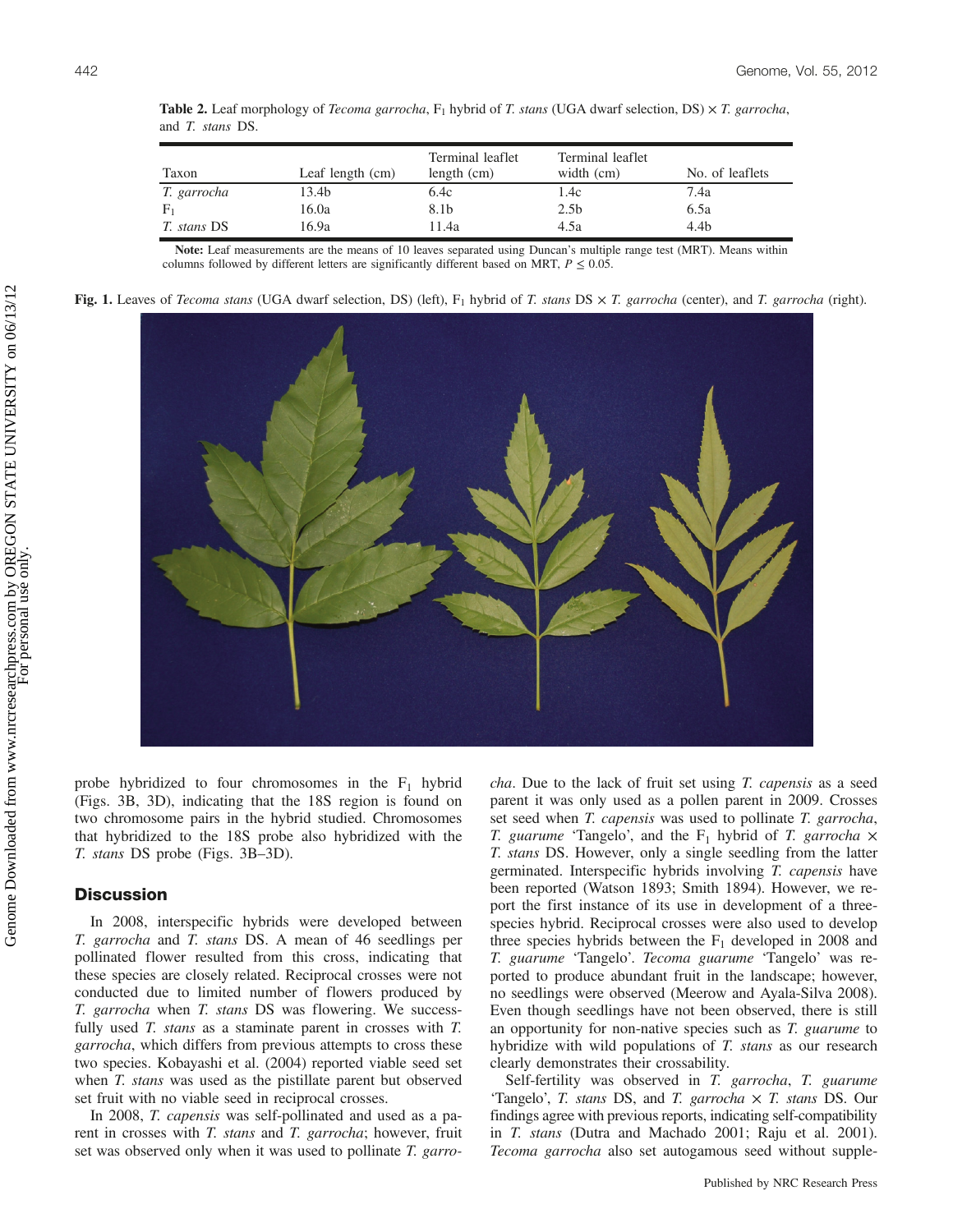**Table 2.** Leaf morphology of *Tecoma garrocha*, $F_1$ hybrid of *T. stans* (UGA dwarf selection, DS) × *T. garrocha*, and *T. stans* DS.

| Taxon | Leaf length (cm) | Terminal leaflet length (cm) | Terminal leaflet width (cm) | No. of leaflets |
|---|---|---|---|---|
| *T. garrocha* | 13.4b | 6.4c | 1.4c | 7.4a |
| $F_1$ | 16.0a | 8.1b | 2.5b | 6.5a |
| *T. stans* DS | 16.9a | 11.4a | 4.5a | 4.4b |

**Note:** Leaf measurements are the means of 10 leaves separated using Duncan's multiple range test (MRT). Means within columns followed by different letters are significantly different based on MRT, $P \leq 0.05$.

**Fig. 1.** Leaves of *Tecoma stans* (UGA dwarf selection, DS) (left), $F_1$ hybrid of *T. stans* DS × *T. garrocha* (center), and *T. garrocha* (right).

probe hybridized to four chromosomes in the $F_1$ hybrid (Figs. 3B, 3D), indicating that the 18S region is found on two chromosome pairs in the hybrid studied. Chromosomes that hybridized to the 18S probe also hybridized with the *T. stans* DS probe (Figs. 3B–3D).

## Discussion

In 2008, interspecific hybrids were developed between *T. garrocha* and *T. stans* DS. A mean of 46 seedlings per pollinated flower resulted from this cross, indicating that these species are closely related. Reciprocal crosses were not conducted due to limited number of flowers produced by *T. garrocha* when *T. stans* DS was flowering. We successfully used *T. stans* as a staminate parent in crosses with *T. garrocha*, which differs from previous attempts to cross these two species. Kobayashi et al. (2004) reported viable seed set when *T. stans* was used as the pistillate parent but observed set fruit with no viable seed in reciprocal crosses.

In 2008, *T. capensis* was self-pollinated and used as a parent in crosses with *T. stans* and *T. garrocha*; however, fruit set was observed only when it was used to pollinate *T. garrocha*. Due to the lack of fruit set using *T. capensis* as a seed parent it was only used as a pollen parent in 2009. Crosses set seed when *T. capensis* was used to pollinate *T. garrocha*, *T. guarume* 'Tangelo', and the $F_1$ hybrid of *T. garrocha* × *T. stans* DS. However, only a single seedling from the latter germinated. Interspecific hybrids involving *T. capensis* have been reported (Watson 1893; Smith 1894). However, we report the first instance of its use in development of a three-species hybrid. Reciprocal crosses were also used to develop three species hybrids between the $F_1$ developed in 2008 and *T. guarume* 'Tangelo'. *Tecoma guarume* 'Tangelo' was reported to produce abundant fruit in the landscape; however, no seedlings were observed (Meerow and Ayala-Silva 2008). Even though seedlings have not been observed, there is still an opportunity for non-native species such as *T. guarume* to hybridize with wild populations of *T. stans* as our research clearly demonstrates their crossability.

Self-fertility was observed in *T. garrocha*, *T. guarume* 'Tangelo', *T. stans* DS, and *T. garrocha* × *T. stans* DS. Our findings agree with previous reports, indicating self-compatibility in *T. stans* (Dutra and Machado 2001; Raju et al. 2001). *Tecoma garrocha* also set autogamous seed without supple-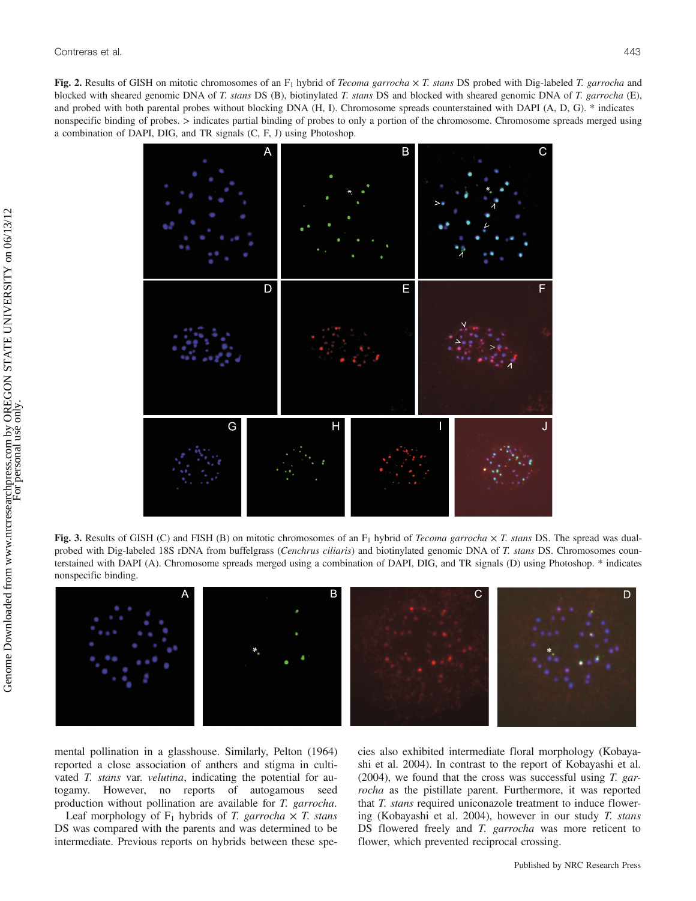**Fig. 2.** Results of GISH on mitotic chromosomes of an $F_1$ hybrid of *Tecoma garrocha* × *T. stans* DS probed with Dig-labeled *T. garrocha* and blocked with sheared genomic DNA of *T. stans* DS (B), biotinylated *T. stans* DS and blocked with sheared genomic DNA of *T. garrocha* (E), and probed with both parental probes without blocking DNA (H, I). Chromosome spreads counterstained with DAPI (A, D, G). * indicates nonspecific binding of probes. > indicates partial binding of probes to only a portion of the chromosome. Chromosome spreads merged using a combination of DAPI, DIG, and TR signals (C, F, J) using Photoshop.

**Fig. 3.** Results of GISH (C) and FISH (B) on mitotic chromosomes of an $F_1$ hybrid of *Tecoma garrocha* × *T. stans* DS. The spread was dual-probed with Dig-labeled 18S rDNA from buffelgrass (*Cenchrus ciliaris*) and biotinylated genomic DNA of *T. stans* DS. Chromosomes counterstained with DAPI (A). Chromosome spreads merged using a combination of DAPI, DIG, and TR signals (D) using Photoshop. * indicates nonspecific binding.

mental pollination in a glasshouse. Similarly, Pelton (1964) reported a close association of anthers and stigma in cultivated *T. stans* var. *velutina*, indicating the potential for autogamy. However, no reports of autogamous seed production without pollination are available for *T. garrocha*.

Leaf morphology of $F_1$ hybrids of *T. garrocha* × *T. stans* DS was compared with the parents and was determined to be intermediate. Previous reports on hybrids between these species also exhibited intermediate floral morphology (Kobayashi et al. 2004). In contrast to the report of Kobayashi et al. (2004), we found that the cross was successful using *T. garrocha* as the pistillate parent. Furthermore, it was reported that *T. stans* required uniconazole treatment to induce flowering (Kobayashi et al. 2004), however in our study *T. stans* DS flowered freely and *T. garrocha* was more reticent to flower, which prevented reciprocal crossing.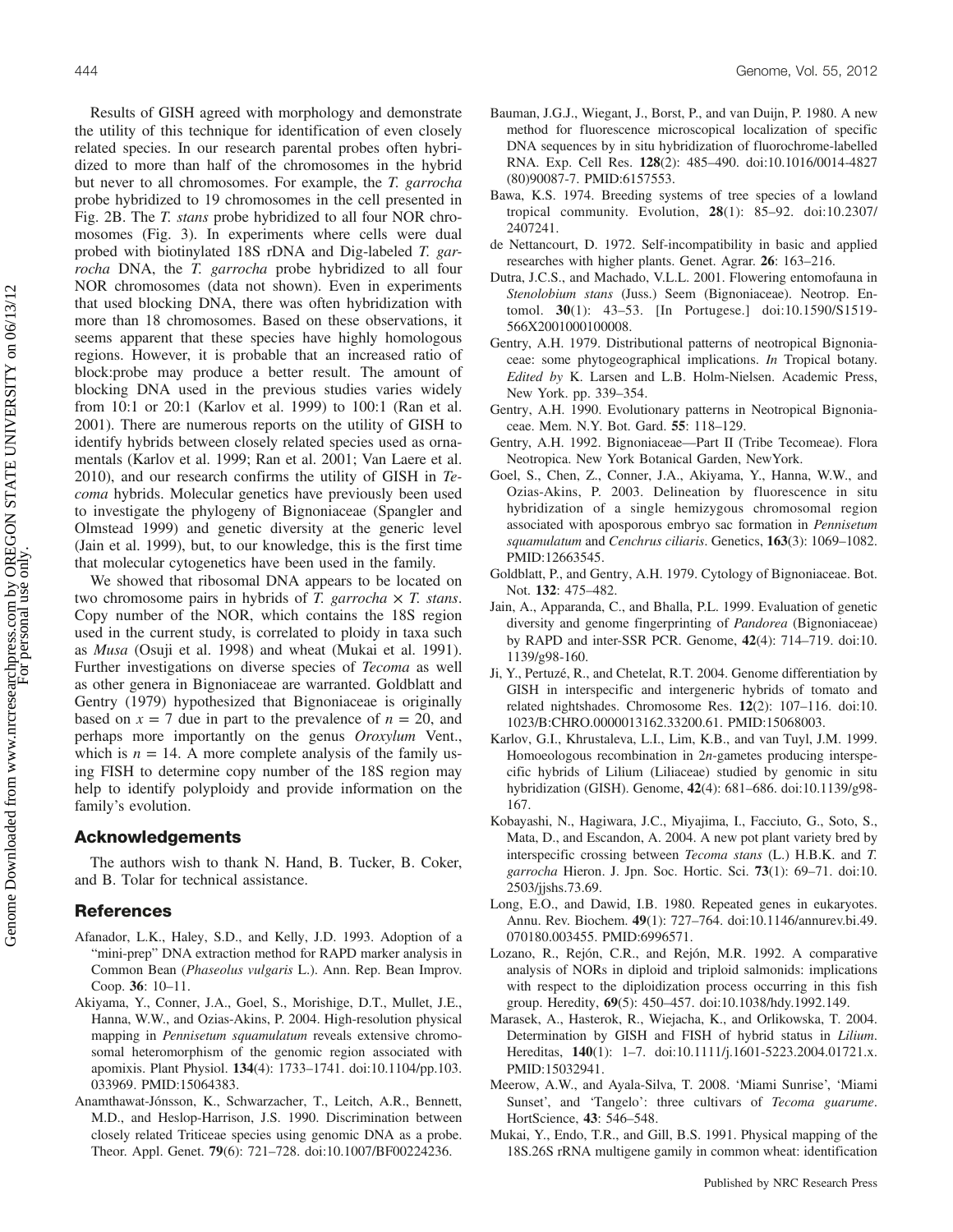Results of GISH agreed with morphology and demonstrate the utility of this technique for identification of even closely related species. In our research parental probes often hybridized to more than half of the chromosomes in the hybrid but never to all chromosomes. For example, the *T. garrocha* probe hybridized to 19 chromosomes in the cell presented in Fig. 2B. The *T. stans* probe hybridized to all four NOR chromosomes (Fig. 3). In experiments where cells were dual probed with biotinylated 18S rDNA and Dig-labeled *T. garrocha* DNA, the *T. garrocha* probe hybridized to all four NOR chromosomes (data not shown). Even in experiments that used blocking DNA, there was often hybridization with more than 18 chromosomes. Based on these observations, it seems apparent that these species have highly homologous regions. However, it is probable that an increased ratio of block:probe may produce a better result. The amount of blocking DNA used in the previous studies varies widely from 10:1 or 20:1 (Karlov et al. 1999) to 100:1 (Ran et al. 2001). There are numerous reports on the utility of GISH to identify hybrids between closely related species used as ornamentals (Karlov et al. 1999; Ran et al. 2001; Van Laere et al. 2010), and our research confirms the utility of GISH in *Tecoma* hybrids. Molecular genetics have previously been used to investigate the phylogeny of Bignoniaceae (Spangler and Olmstead 1999) and genetic diversity at the generic level (Jain et al. 1999), but, to our knowledge, this is the first time that molecular cytogenetics have been used in the family.

We showed that ribosomal DNA appears to be located on two chromosome pairs in hybrids of *T. garrocha* × *T. stans*. Copy number of the NOR, which contains the 18S region used in the current study, is correlated to ploidy in taxa such as *Musa* (Osuji et al. 1998) and wheat (Mukai et al. 1991). Further investigations on diverse species of *Tecoma* as well as other genera in Bignoniaceae are warranted. Goldblatt and Gentry (1979) hypothesized that Bignoniaceae is originally based on $x = 7$ due in part to the prevalence of $n = 20$, and perhaps more importantly on the genus *Oroxylum* Vent., which is $n = 14$. A more complete analysis of the family using FISH to determine copy number of the 18S region may help to identify polyploidy and provide information on the family's evolution.

## Acknowledgements

The authors wish to thank N. Hand, B. Tucker, B. Coker, and B. Tolar for technical assistance.

## References

Afanador, L.K., Haley, S.D., and Kelly, J.D. 1993. Adoption of a "mini-prep" DNA extraction method for RAPD marker analysis in Common Bean (*Phaseolus vulgaris* L.). Ann. Rep. Bean Improv. Coop. **36**: 10–11.

Akiyama, Y., Conner, J.A., Goel, S., Morishige, D.T., Mullet, J.E., Hanna, W.W., and Ozias-Akins, P. 2004. High-resolution physical mapping in *Pennisetum squamulatum* reveals extensive chromosomal heteromorphism of the genomic region associated with apomixis. Plant Physiol. **134**(4): 1733–1741. doi:10.1104/pp.103.033969. PMID:15064383.

Anamthawat-Jónsson, K., Schwarzacher, T., Leitch, A.R., Bennett, M.D., and Heslop-Harrison, J.S. 1990. Discrimination between closely related Triticeae species using genomic DNA as a probe. Theor. Appl. Genet. **79**(6): 721–728. doi:10.1007/BF00224236.

Bauman, J.G.J., Wiegant, J., Borst, P., and van Duijn, P. 1980. A new method for fluorescence microscopical localization of specific DNA sequences by in situ hybridization of fluorochrome-labelled RNA. Exp. Cell Res. **128**(2): 485–490. doi:10.1016/0014-4827(80)90087-7. PMID:6157553.

Bawa, K.S. 1974. Breeding systems of tree species of a lowland tropical community. Evolution, **28**(1): 85–92. doi:10.2307/2407241.

de Nettancourt, D. 1972. Self-incompatibility in basic and applied researches with higher plants. Genet. Agrar. **26**: 163–216.

Dutra, J.C.S., and Machado, V.L.L. 2001. Flowering entomofauna in *Stenolobium stans* (Juss.) Seem (Bignoniaceae). Neotrop. Entomol. **30**(1): 43–53. [In Portugese.] doi:10.1590/S1519-566X2001000100008.

Gentry, A.H. 1979. Distributional patterns of neotropical Bignoniaceae: some phytogeographical implications. *In* Tropical botany. *Edited by* K. Larsen and L.B. Holm-Nielsen. Academic Press, New York. pp. 339–354.

Gentry, A.H. 1990. Evolutionary patterns in Neotropical Bignoniaceae. Mem. N.Y. Bot. Gard. **55**: 118–129.

Gentry, A.H. 1992. Bignoniaceae—Part II (Tribe Tecomeae). Flora Neotropica. New York Botanical Garden, NewYork.

Goel, S., Chen, Z., Conner, J.A., Akiyama, Y., Hanna, W.W., and Ozias-Akins, P. 2003. Delineation by fluorescence in situ hybridization of a single hemizygous chromosomal region associated with aposporous embryo sac formation in *Pennisetum squamulatum* and *Cenchrus ciliaris*. Genetics, **163**(3): 1069–1082. PMID:12663545.

Goldblatt, P., and Gentry, A.H. 1979. Cytology of Bignoniaceae. Bot. Not. **132**: 475–482.

Jain, A., Apparanda, C., and Bhalla, P.L. 1999. Evaluation of genetic diversity and genome fingerprinting of *Pandorea* (Bignoniaceae) by RAPD and inter-SSR PCR. Genome, **42**(4): 714–719. doi:10.1139/g98-160.

Ji, Y., Pertuzé, R., and Chetelat, R.T. 2004. Genome differentiation by GISH in interspecific and intergeneric hybrids of tomato and related nightshades. Chromosome Res. **12**(2): 107–116. doi:10.1023/B:CHRO.0000013162.33200.61. PMID:15068003.

Karlov, G.I., Khrustaleva, L.I., Lim, K.B., and van Tuyl, J.M. 1999. Homoeologous recombination in 2*n*-gametes producing interspecific hybrids of Lilium (Liliaceae) studied by genomic in situ hybridization (GISH). Genome, **42**(4): 681–686. doi:10.1139/g98-167.

Kobayashi, N., Hagiwara, J.C., Miyajima, I., Facciuto, G., Soto, S., Mata, D., and Escandon, A. 2004. A new pot plant variety bred by interspecific crossing between *Tecoma stans* (L.) H.B.K. and *T. garrocha* Hieron. J. Jpn. Soc. Hortic. Sci. **73**(1): 69–71. doi:10.2503/jjshs.73.69.

Long, E.O., and Dawid, I.B. 1980. Repeated genes in eukaryotes. Annu. Rev. Biochem. **49**(1): 727–764. doi:10.1146/annurev.bi.49.070180.003455. PMID:6996571.

Lozano, R., Rejón, C.R., and Rejón, M.R. 1992. A comparative analysis of NORs in diploid and triploid salmonids: implications with respect to the diploidization process occurring in this fish group. Heredity, **69**(5): 450–457. doi:10.1038/hdy.1992.149.

Marasek, A., Hasterok, R., Wiejacha, K., and Orlikowska, T. 2004. Determination by GISH and FISH of hybrid status in *Lilium*. Hereditas, **140**(1): 1–7. doi:10.1111/j.1601-5223.2004.01721.x. PMID:15032941.

Meerow, A.W., and Ayala-Silva, T. 2008. 'Miami Sunrise', 'Miami Sunset', and 'Tangelo': three cultivars of *Tecoma guarume*. HortScience, **43**: 546–548.

Mukai, Y., Endo, T.R., and Gill, B.S. 1991. Physical mapping of the 18S.26S rRNA multigene gamily in common wheat: identification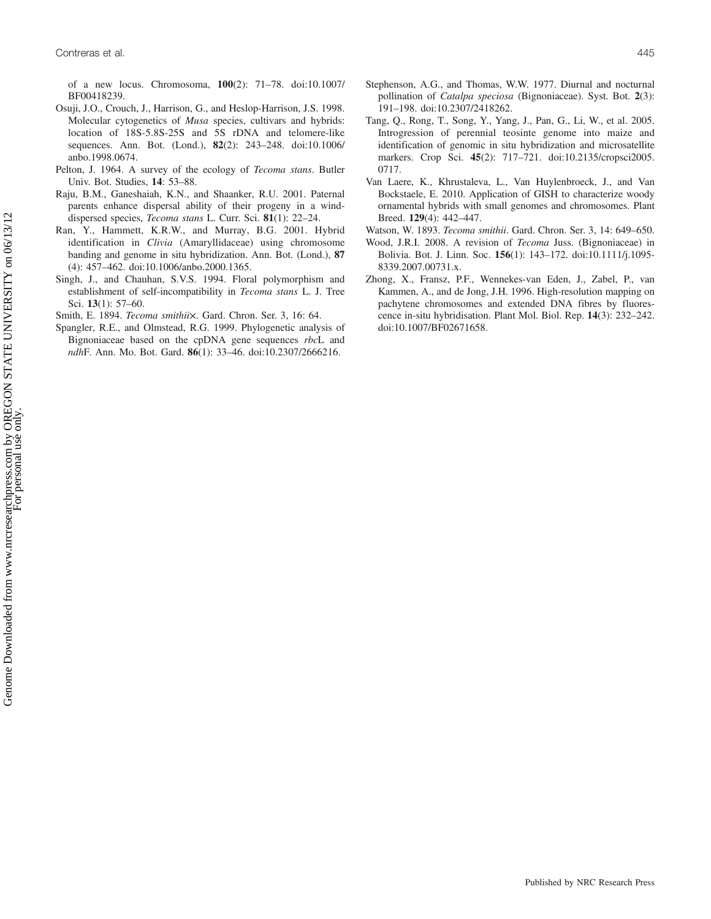of a new locus. Chromosoma, **100**(2): 71–78. doi:10.1007/BF00418239.

Osuji, J.O., Crouch, J., Harrison, G., and Heslop-Harrison, J.S. 1998. Molecular cytogenetics of *Musa* species, cultivars and hybrids: location of 18S-5.8S-25S and 5S rDNA and telomere-like sequences. Ann. Bot. (Lond.), **82**(2): 243–248. doi:10.1006/anbo.1998.0674.

Pelton, J. 1964. A survey of the ecology of *Tecoma stans*. Butler Univ. Bot. Studies, **14**: 53–88.

Raju, B.M., Ganeshaiah, K.N., and Shaanker, R.U. 2001. Paternal parents enhance dispersal ability of their progeny in a wind-dispersed species, *Tecoma stans* L. Curr. Sci. **81**(1): 22–24.

Ran, Y., Hammett, K.R.W., and Murray, B.G. 2001. Hybrid identification in *Clivia* (Amaryllidaceae) using chromosome banding and genome in situ hybridization. Ann. Bot. (Lond.), **87** (4): 457–462. doi:10.1006/anbo.2000.1365.

Singh, J., and Chauhan, S.V.S. 1994. Floral polymorphism and establishment of self-incompatibility in *Tecoma stans* L. J. Tree Sci. **13**(1): 57–60.

Smith, E. 1894. *Tecoma smithii*×. Gard. Chron. Ser. 3, 16: 64.

Spangler, R.E., and Olmstead, R.G. 1999. Phylogenetic analysis of Bignoniaceae based on the cpDNA gene sequences *rbc*L and *ndh*F. Ann. Mo. Bot. Gard. **86**(1): 33–46. doi:10.2307/2666216.

Stephenson, A.G., and Thomas, W.W. 1977. Diurnal and nocturnal pollination of *Catalpa speciosa* (Bignoniaceae). Syst. Bot. **2**(3): 191–198. doi:10.2307/2418262.

Tang, Q., Rong, T., Song, Y., Yang, J., Pan, G., Li, W., et al. 2005. Introgression of perennial teosinte genome into maize and identification of genomic in situ hybridization and microsatellite markers. Crop Sci. **45**(2): 717–721. doi:10.2135/cropsci2005.0717.

Van Laere, K., Khrustaleva, L., Van Huylenbroeck, J., and Van Bockstaele, E. 2010. Application of GISH to characterize woody ornamental hybrids with small genomes and chromosomes. Plant Breed. **129**(4): 442–447.

Watson, W. 1893. *Tecoma smithii*. Gard. Chron. Ser. 3, 14: 649–650.

Wood, J.R.I. 2008. A revision of *Tecoma* Juss. (Bignoniaceae) in Bolivia. Bot. J. Linn. Soc. **156**(1): 143–172. doi:10.1111/j.1095-8339.2007.00731.x.

Zhong, X., Fransz, P.F., Wennekes-van Eden, J., Zabel, P., van Kammen, A., and de Jong, J.H. 1996. High-resolution mapping on pachytene chromosomes and extended DNA fibres by fluorescence in-situ hybridisation. Plant Mol. Biol. Rep. **14**(3): 232–242. doi:10.1007/BF02671658.